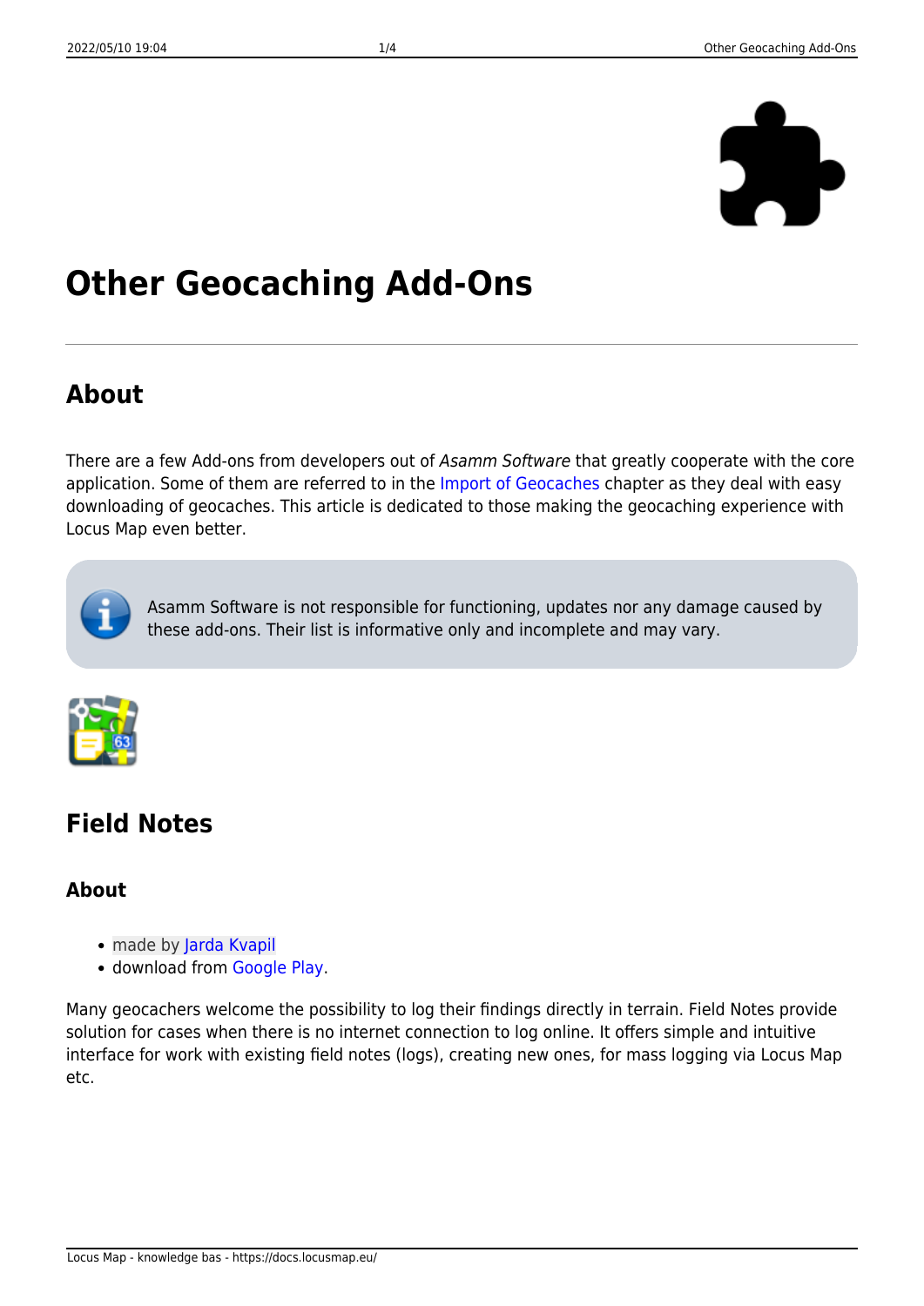# Other Geocaching Add-Ons

## About

There are a few Add-ons from developers out of *Asamm Software* that greatly cooperate with the core application. Some of them are referred to in the Import of Geocaches chapter as they deal with easy downloading of geocaches. This article is dedicated to those making the geocaching experience with Locus Map even better.

Asamm Software is not responsible for functioning, updates nor any damage caused by these add-ons. Their list is informative only and incomplete and may vary.

## Field Notes

### About

- made by Jarda Kvapil
- download from Google Play.

Many geocachers welcome the possibility to log their findings directly in terrain. Field Notes provide solution for cases when there is no internet connection to log online. It offers simple and intuitive interface for work with existing field notes (logs), creating new ones, for mass logging via Locus Map etc.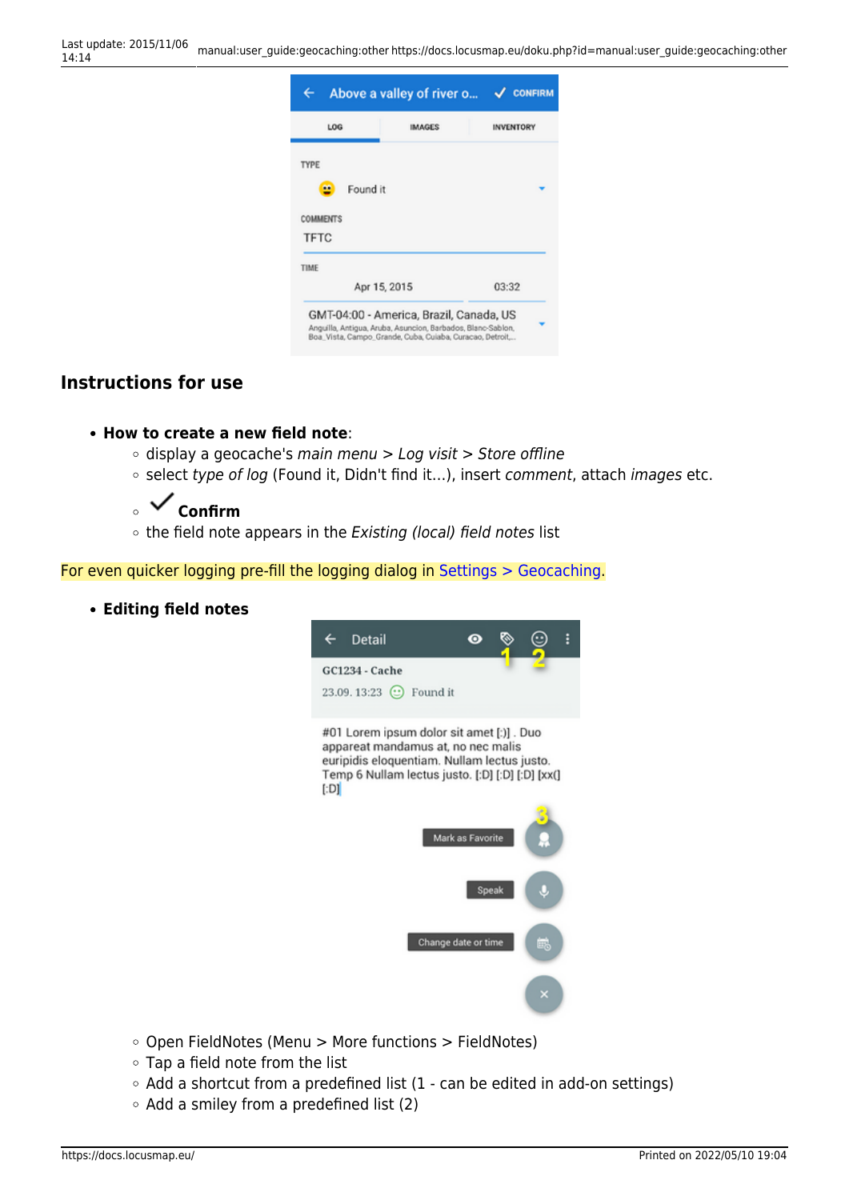## Instructions for use

- **How to create a new field note**:
  - display a geocache's *main menu* > *Log visit* > *Store offline*
  - select *type of log* (Found it, Didn't find it…), insert *comment*, attach *images* etc.
  - ✔ **Confirm**
  - the field note appears in the *Existing (local) field notes* list

For even quicker logging pre-fill the logging dialog in Settings > Geocaching.

- **Editing field notes**
  - Open FieldNotes (Menu > More functions > FieldNotes)
  - Tap a field note from the list
  - Add a shortcut from a predefined list (1 - can be edited in add-on settings)
  - Add a smiley from a predefined list (2)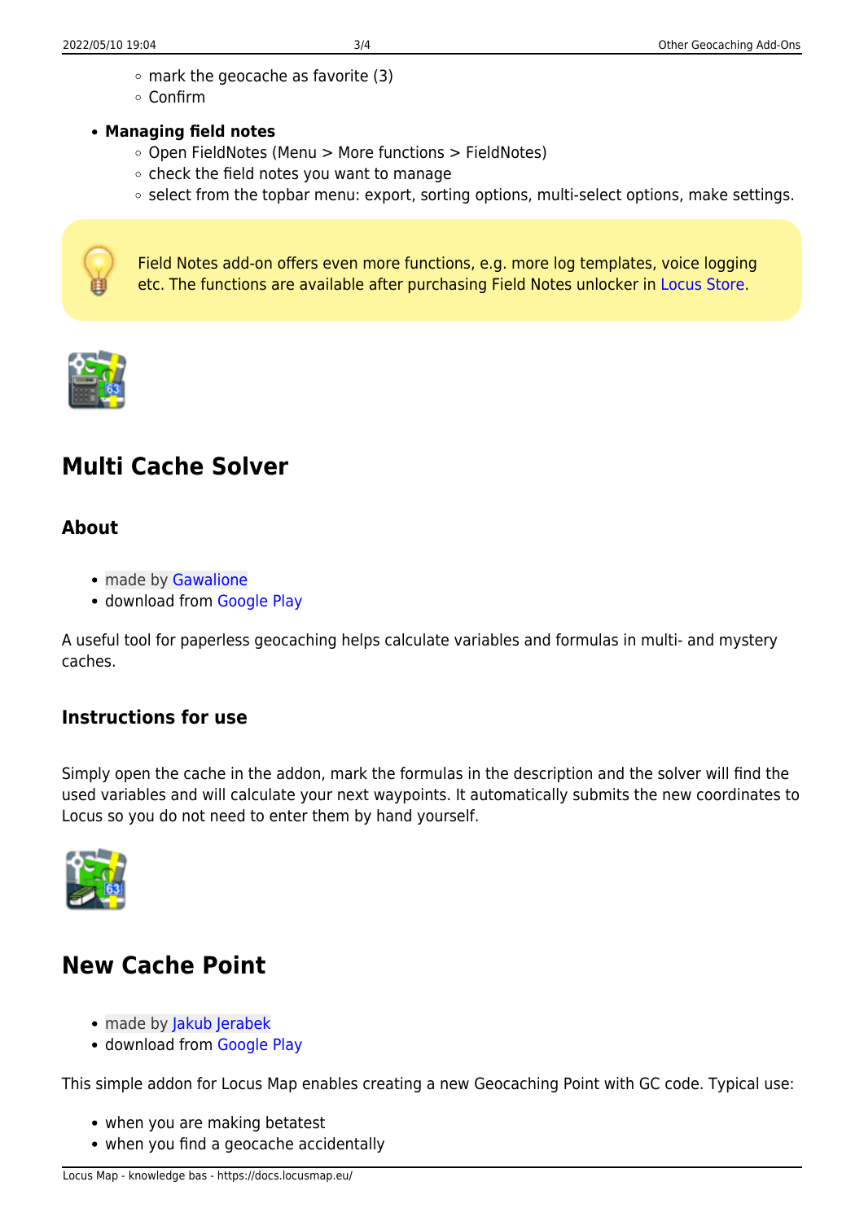- mark the geocache as favorite (3)
    - Confirm

- **Managing field notes**
    - Open FieldNotes (Menu > More functions > FieldNotes)
    - check the field notes you want to manage
    - select from the topbar menu: export, sorting options, multi-select options, make settings.

Field Notes add-on offers even more functions, e.g. more log templates, voice logging etc. The functions are available after purchasing Field Notes unlocker in Locus Store.

## Multi Cache Solver

### About

- made by Gawalione
- download from Google Play

A useful tool for paperless geocaching helps calculate variables and formulas in multi- and mystery caches.

### Instructions for use

Simply open the cache in the addon, mark the formulas in the description and the solver will find the used variables and will calculate your next waypoints. It automatically submits the new coordinates to Locus so you do not need to enter them by hand yourself.

## New Cache Point

- made by Jakub Jerabek
- download from Google Play

This simple addon for Locus Map enables creating a new Geocaching Point with GC code. Typical use:

- when you are making betatest
- when you find a geocache accidentally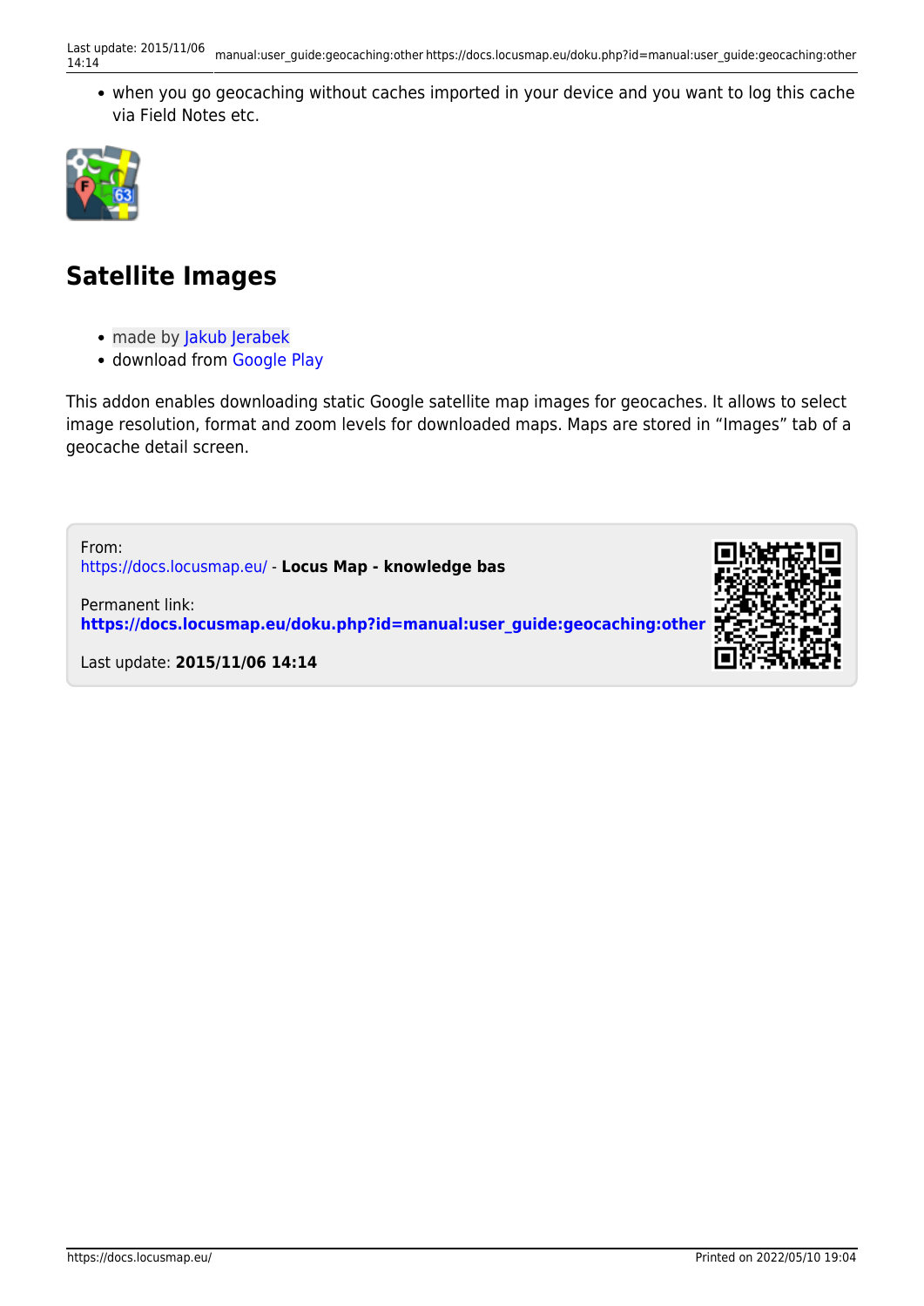- when you go geocaching without caches imported in your device and you want to log this cache via Field Notes etc.

## Satellite Images

- made by Jakub Jerabek
- download from Google Play

This addon enables downloading static Google satellite map images for geocaches. It allows to select image resolution, format and zoom levels for downloaded maps. Maps are stored in "Images" tab of a geocache detail screen.

From:
https://docs.locusmap.eu/ - **Locus Map - knowledge bas**

Permanent link:
**https://docs.locusmap.eu/doku.php?id=manual:user_guide:geocaching:other**

Last update: **2015/11/06 14:14**